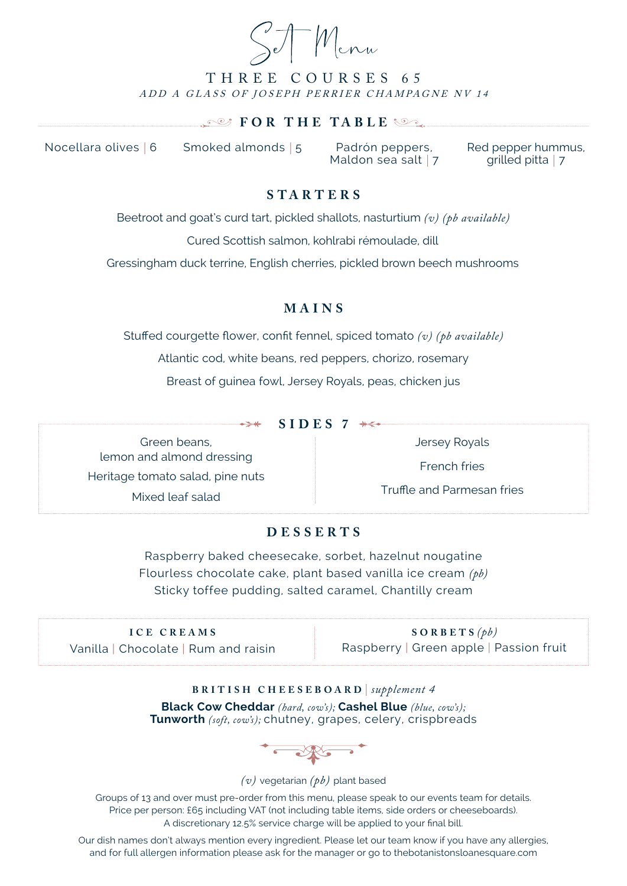# Set Menu

## THREE COURSES 65

*ADD A GLASS OF JOSEPH PERRIER CHAMPAGNE NV 14*

## FOR THE TABLE

Nocellara olives | 6

Smoked almonds | 5

Padrón peppers, Maldon sea salt | 7

Red pepper hummus, grilled pitta | 7

## STARTERS

Beetroot and goat's curd tart, pickled shallots, nasturtium *(v) (pb available)*

Cured Scottish salmon, kohlrabi rémoulade, dill

Gressingham duck terrine, English cherries, pickled brown beech mushrooms

## MAINS

Stuffed courgette flower, confit fennel, spiced tomato *(v) (pb available)*

Atlantic cod, white beans, red peppers, chorizo, rosemary

Breast of guinea fowl, Jersey Royals, peas, chicken jus

## SIDES 7

Green beans, lemon and almond dressing

Heritage tomato salad, pine nuts

Mixed leaf salad

Jersey Royals

French fries

Truffle and Parmesan fries

## DESSERTS

Raspberry baked cheesecake, sorbet, hazelnut nougatine

Flourless chocolate cake, plant based vanilla ice cream *(pb)*

Sticky toffee pudding, salted caramel, Chantilly cream

### ICE CREAMS

Vanilla | Chocolate | Rum and raisin

### SORBETS *(pb)*

Raspberry | Green apple | Passion fruit

### BRITISH CHEESEBOARD | *supplement 4*

**Black Cow Cheddar** *(hard, cow's)*; **Cashel Blue** *(blue, cow's)*; **Tunworth** *(soft, cow's)*; chutney, grapes, celery, crispbreads

*(v)* vegetarian *(pb)* plant based

Groups of 13 and over must pre-order from this menu, please speak to our events team for details.
Price per person: £65 including VAT (not including table items, side orders or cheeseboards).
A discretionary 12.5% service charge will be applied to your final bill.

Our dish names don't always mention every ingredient. Please let our team know if you have any allergies, and for full allergen information please ask for the manager or go to thebotanistonsloanesquare.com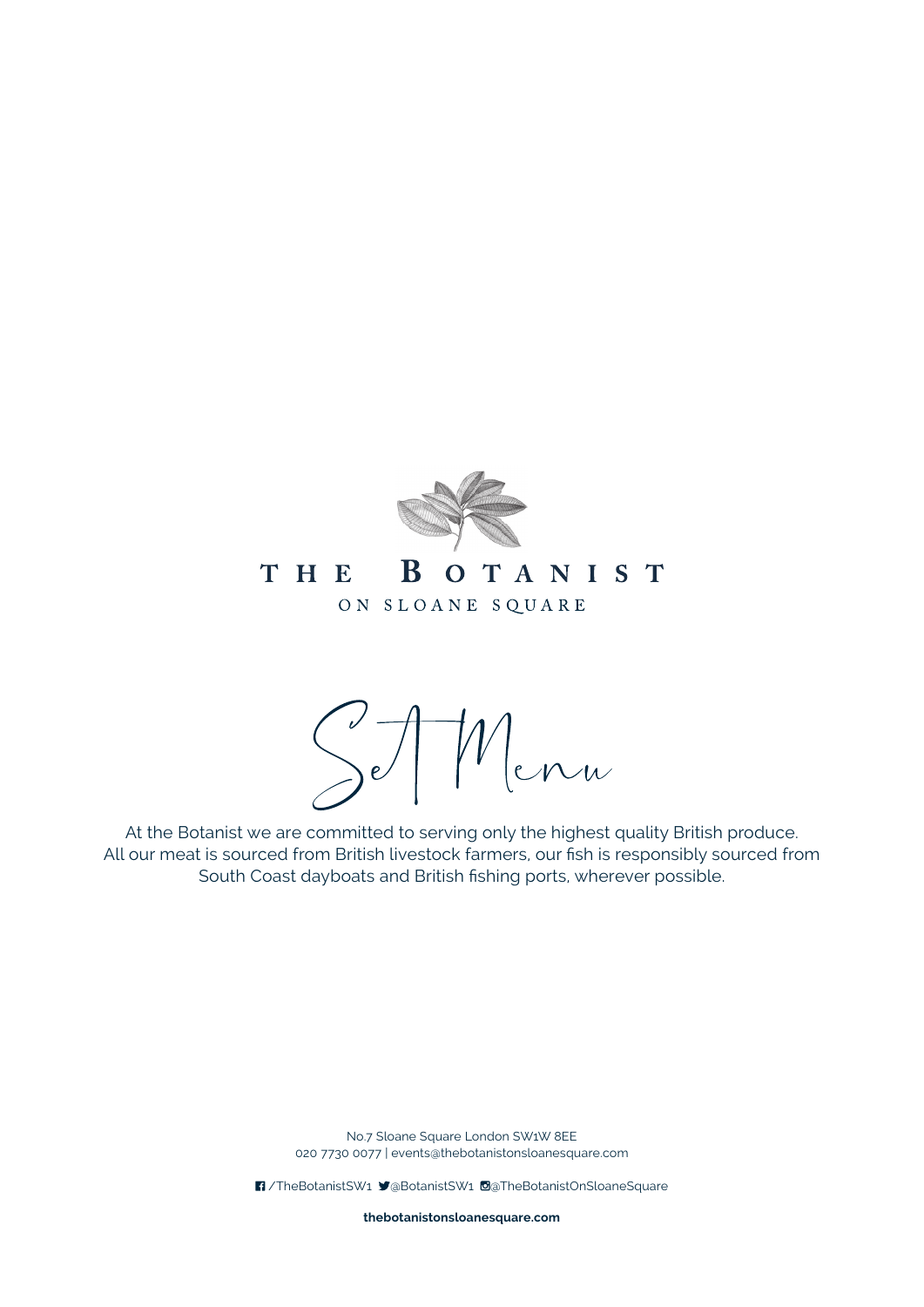# THE BOTANIST

ON SLOANE SQUARE

## Set Menu

At the Botanist we are committed to serving only the highest quality British produce. All our meat is sourced from British livestock farmers, our fish is responsibly sourced from South Coast dayboats and British fishing ports, wherever possible.

No.7 Sloane Square London SW1W 8EE
020 7730 0077 | events@thebotanistonsloanesquare.com

/TheBotanistSW1 @BotanistSW1 @TheBotanistOnSloaneSquare

**thebotanistonsloanesquare.com**